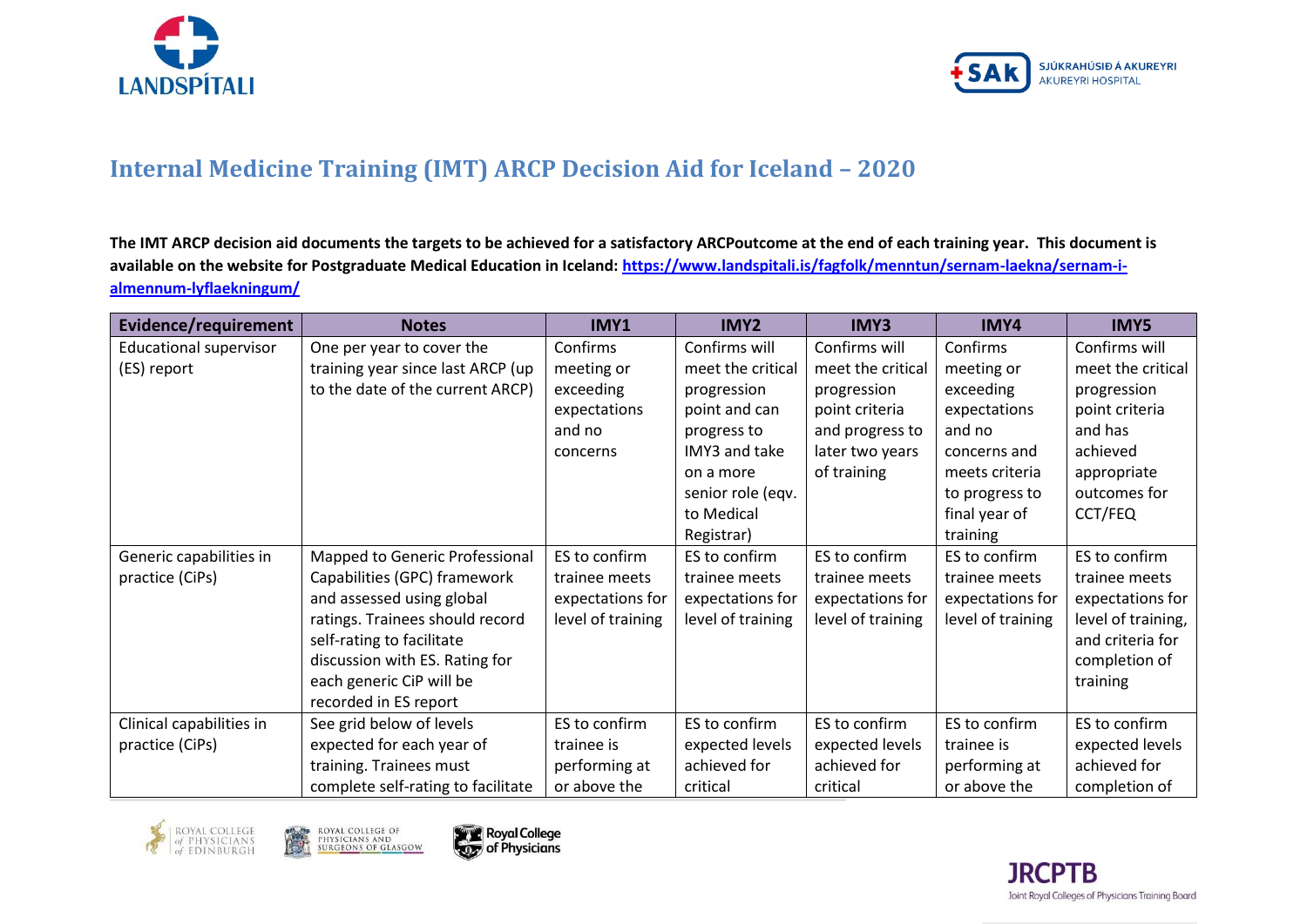# Internal Medicine Training (IMT) ARCP Decision Aid for Iceland – 2020

**The IMT ARCP decision aid documents the targets to be achieved for a satisfactory ARCPoutcome at the end of each training year. This document is available on the website for Postgraduate Medical Education in Iceland: [https://www.landspitali.is/fagfolk/menntun/sernam-laekna/sernam-i-almennum-lyflaekningum/](https://www.landspitali.is/fagfolk/menntun/sernam-laekna/sernam-i-almennum-lyflaekningum/)**

| Evidence/requirement | Notes | IMY1 | IMY2 | IMY3 | IMY4 | IMY5 |
|---|---|---|---|---|---|---|
| Educational supervisor (ES) report | One per year to cover the training year since last ARCP (up to the date of the current ARCP) | Confirms meeting or exceeding expectations and no concerns | Confirms will meet the critical progression point and can progress to IMY3 and take on a more senior role (eqv. to Medical Registrar) | Confirms will meet the critical progression point criteria and progress to later two years of training | Confirms meeting or exceeding expectations and no concerns and meets criteria to progress to final year of training | Confirms will meet the critical progression point criteria and has achieved appropriate outcomes for CCT/FEQ |
| Generic capabilities in practice (CiPs) | Mapped to Generic Professional Capabilities (GPC) framework and assessed using global ratings. Trainees should record self-rating to facilitate discussion with ES. Rating for each generic CiP will be recorded in ES report | ES to confirm trainee meets expectations for level of training | ES to confirm trainee meets expectations for level of training | ES to confirm trainee meets expectations for level of training | ES to confirm trainee meets expectations for level of training | ES to confirm trainee meets expectations for level of training, and criteria for completion of training |
| Clinical capabilities in practice (CiPs) | See grid below of levels expected for each year of training. Trainees must complete self-rating to facilitate | ES to confirm trainee is performing at or above the | ES to confirm expected levels achieved for critical | ES to confirm expected levels achieved for critical | ES to confirm trainee is performing at or above the | ES to confirm expected levels achieved for completion of |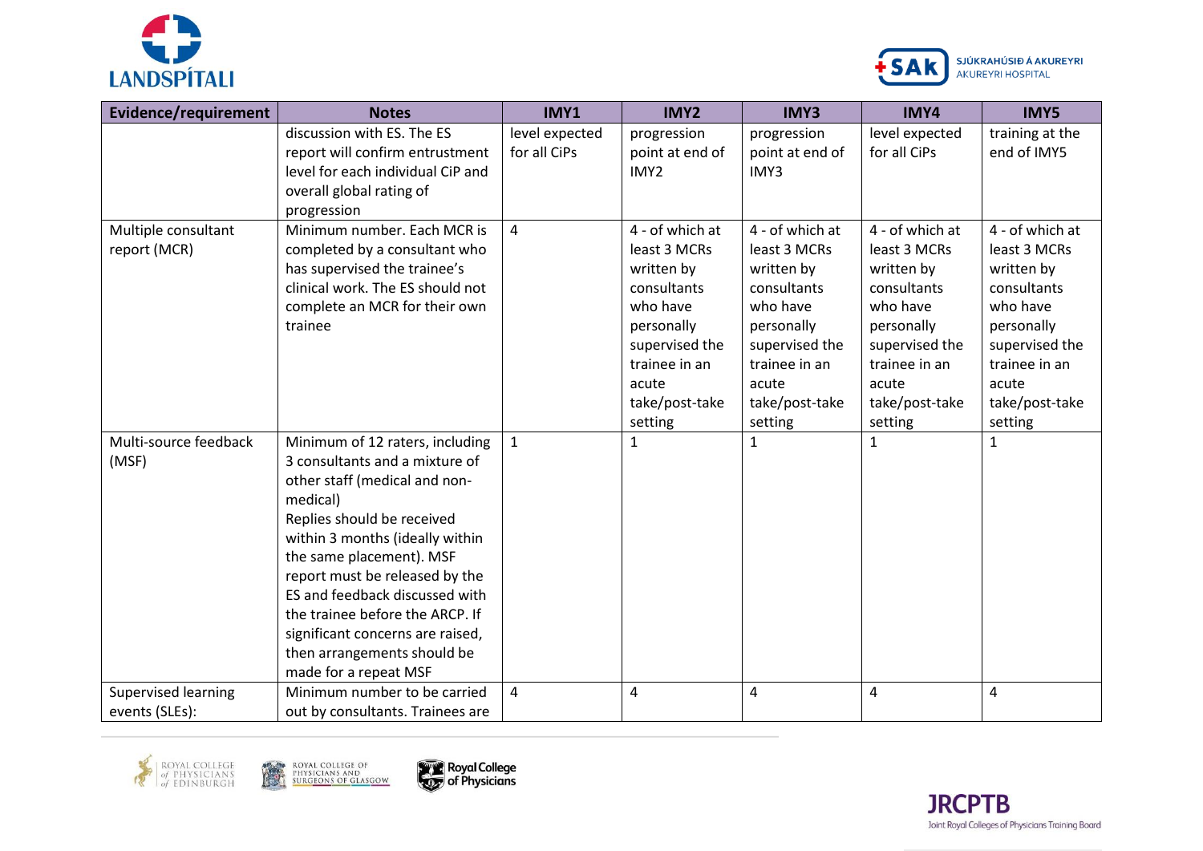| Evidence/requirement | Notes | IMY1 | IMY2 | IMY3 | IMY4 | IMY5 |
|---|---|---|---|---|---|---|
| | discussion with ES. The ES report will confirm entrustment level for each individual CiP and overall global rating of progression | level expected for all CiPs | progression point at end of IMY2 | progression point at end of IMY3 | level expected for all CiPs | training at the end of IMY5 |
| Multiple consultant report (MCR) | Minimum number. Each MCR is completed by a consultant who has supervised the trainee's clinical work. The ES should not complete an MCR for their own trainee | 4 | 4 - of which at least 3 MCRs written by consultants who have personally supervised the trainee in an acute take/post-take setting | 4 - of which at least 3 MCRs written by consultants who have personally supervised the trainee in an acute take/post-take setting | 4 - of which at least 3 MCRs written by consultants who have personally supervised the trainee in an acute take/post-take setting | 4 - of which at least 3 MCRs written by consultants who have personally supervised the trainee in an acute take/post-take setting |
| Multi-source feedback (MSF) | Minimum of 12 raters, including 3 consultants and a mixture of other staff (medical and non-medical) Replies should be received within 3 months (ideally within the same placement). MSF report must be released by the ES and feedback discussed with the trainee before the ARCP. If significant concerns are raised, then arrangements should be made for a repeat MSF | 1 | 1 | 1 | 1 | 1 |
| Supervised learning events (SLEs): | Minimum number to be carried out by consultants. Trainees are | 4 | 4 | 4 | 4 | 4 |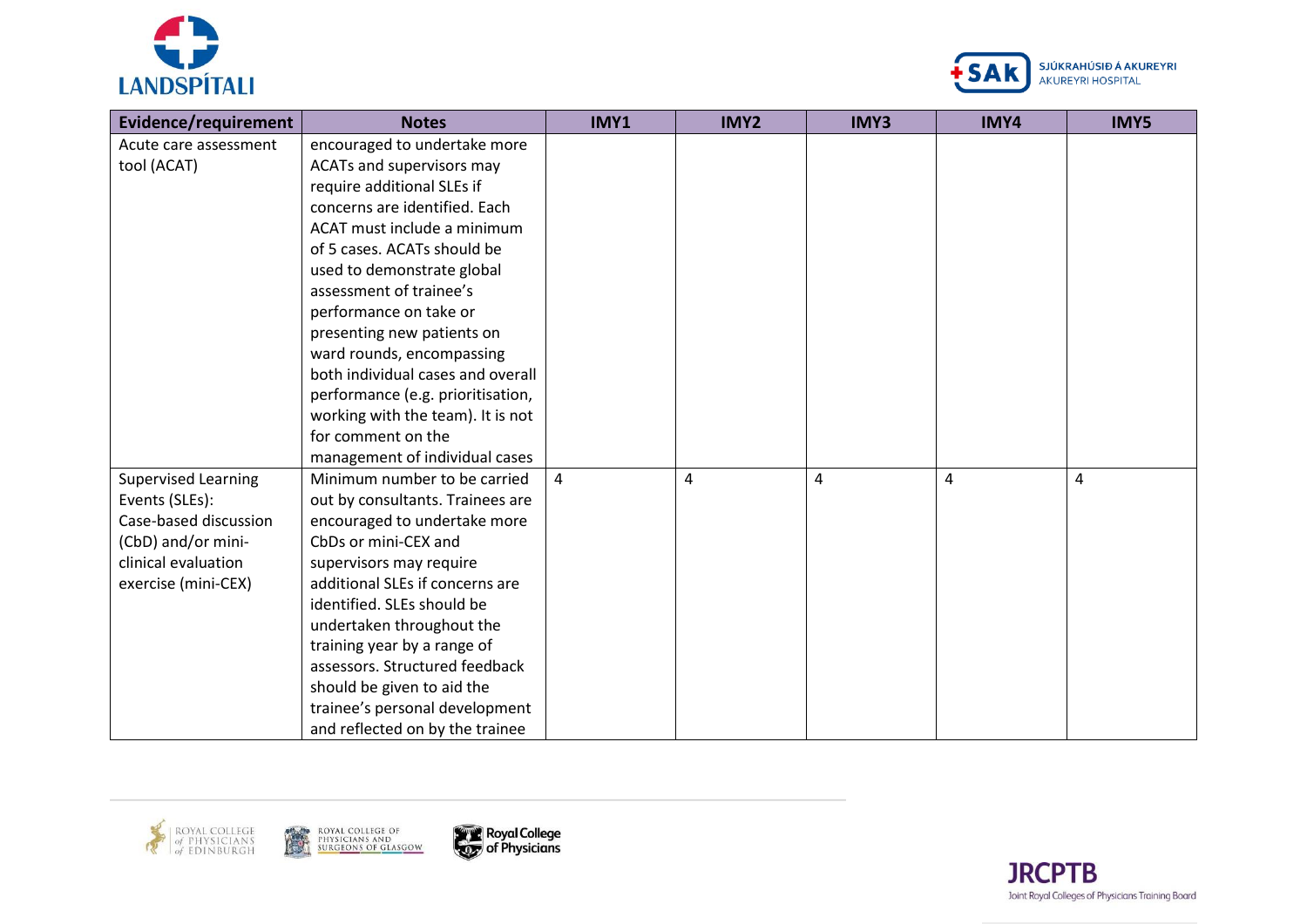| Evidence/requirement | Notes | IMY1 | IMY2 | IMY3 | IMY4 | IMY5 |
|---|---|---|---|---|---|---|
| Acute care assessment tool (ACAT) | encouraged to undertake more ACATs and supervisors may require additional SLEs if concerns are identified. Each ACAT must include a minimum of 5 cases. ACATs should be used to demonstrate global assessment of trainee's performance on take or presenting new patients on ward rounds, encompassing both individual cases and overall performance (e.g. prioritisation, working with the team). It is not for comment on the management of individual cases | | | | | |
| Supervised Learning Events (SLEs): Case-based discussion (CbD) and/or mini-clinical evaluation exercise (mini-CEX) | Minimum number to be carried out by consultants. Trainees are encouraged to undertake more CbDs or mini-CEX and supervisors may require additional SLEs if concerns are identified. SLEs should be undertaken throughout the training year by a range of assessors. Structured feedback should be given to aid the trainee's personal development and reflected on by the trainee | 4 | 4 | 4 | 4 | 4 |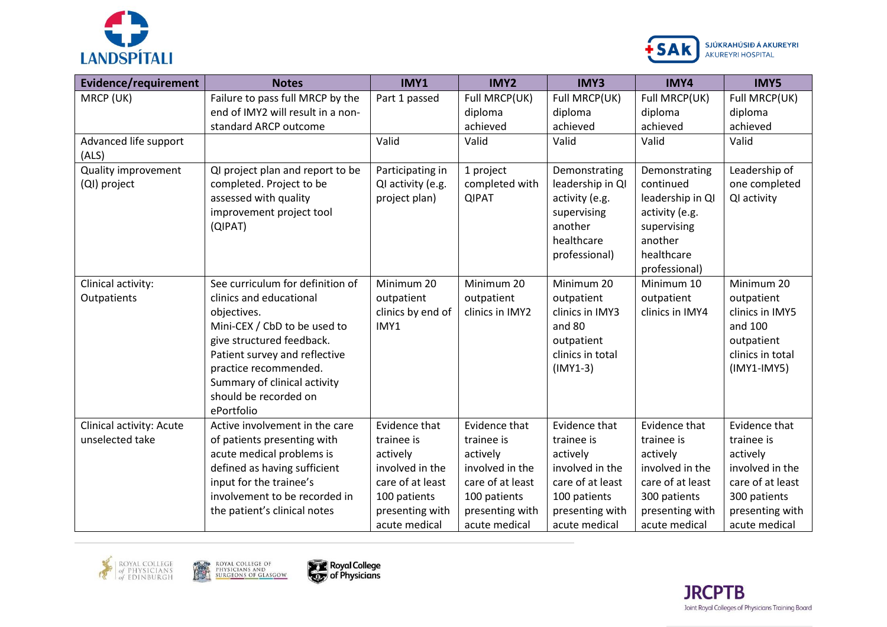| Evidence/requirement | Notes | IMY1 | IMY2 | IMY3 | IMY4 | IMY5 |
|---|---|---|---|---|---|---|
| MRCP (UK) | Failure to pass full MRCP by the end of IMY2 will result in a non-standard ARCP outcome | Part 1 passed | Full MRCP(UK) diploma achieved | Full MRCP(UK) diploma achieved | Full MRCP(UK) diploma achieved | Full MRCP(UK) diploma achieved |
| Advanced life support (ALS) | | Valid | Valid | Valid | Valid | Valid |
| Quality improvement (QI) project | QI project plan and report to be completed. Project to be assessed with quality improvement project tool (QIPAT) | Participating in QI activity (e.g. project plan) | 1 project completed with QIPAT | Demonstrating leadership in QI activity (e.g. supervising another healthcare professional) | Demonstrating continued leadership in QI activity (e.g. supervising another healthcare professional) | Leadership of one completed QI activity |
| Clinical activity: Outpatients | See curriculum for definition of clinics and educational objectives. Mini-CEX / CbD to be used to give structured feedback. Patient survey and reflective practice recommended. Summary of clinical activity should be recorded on ePortfolio | Minimum 20 outpatient clinics by end of IMY1 | Minimum 20 outpatient clinics in IMY2 | Minimum 20 outpatient clinics in IMY3 and 80 outpatient clinics in total (IMY1-3) | Minimum 10 outpatient clinics in IMY4 | Minimum 20 outpatient clinics in IMY5 and 100 outpatient clinics in total (IMY1-IMY5) |
| Clinical activity: Acute unselected take | Active involvement in the care of patients presenting with acute medical problems is defined as having sufficient input for the trainee's involvement to be recorded in the patient's clinical notes | Evidence that trainee is actively involved in the care of at least 100 patients presenting with acute medical | Evidence that trainee is actively involved in the care of at least 100 patients presenting with acute medical | Evidence that trainee is actively involved in the care of at least 100 patients presenting with acute medical | Evidence that trainee is actively involved in the care of at least 300 patients presenting with acute medical | Evidence that trainee is actively involved in the care of at least 300 patients presenting with acute medical |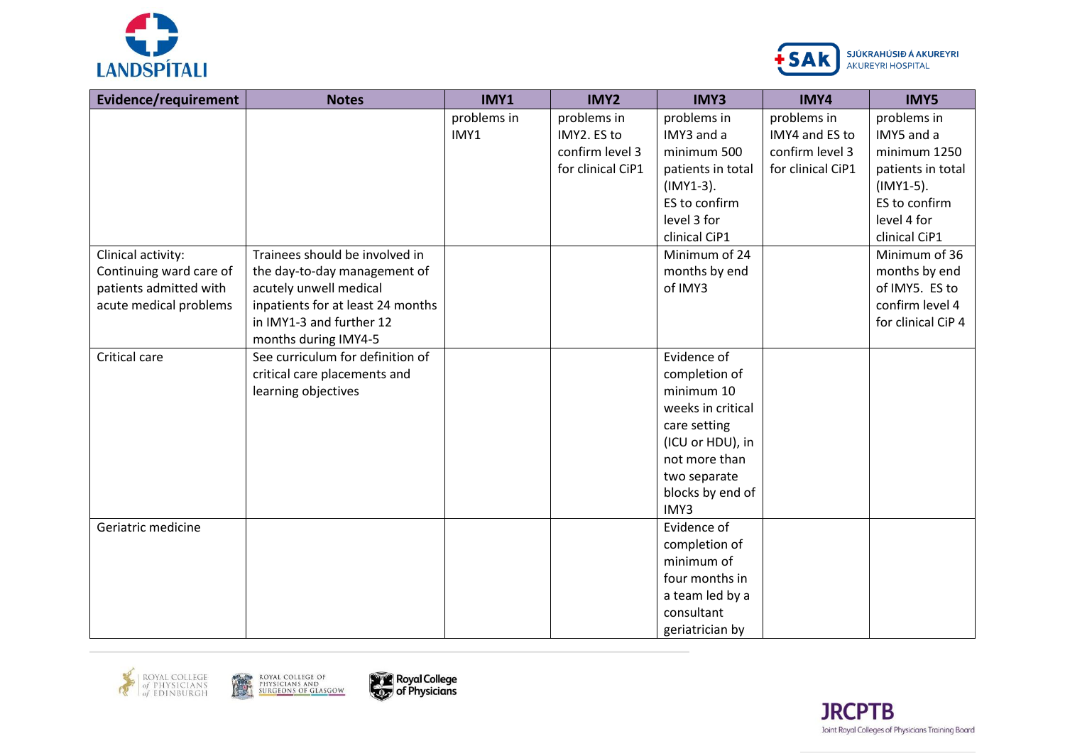| Evidence/requirement | Notes | IMY1 | IMY2 | IMY3 | IMY4 | IMY5 |
|---|---|---|---|---|---|---|
| | | problems in IMY1 | problems in IMY2. ES to confirm level 3 for clinical CiP1 | problems in IMY3 and a minimum 500 patients in total (IMY1-3). ES to confirm level 3 for clinical CiP1 | problems in IMY4 and ES to confirm level 3 for clinical CiP1 | problems in IMY5 and a minimum 1250 patients in total (IMY1-5). ES to confirm level 4 for clinical CiP1 |
| Clinical activity: Continuing ward care of patients admitted with acute medical problems | Trainees should be involved in the day-to-day management of acutely unwell medical inpatients for at least 24 months in IMY1-3 and further 12 months during IMY4-5 | | | Minimum of 24 months by end of IMY3 | | Minimum of 36 months by end of IMY5. ES to confirm level 4 for clinical CiP 4 |
| Critical care | See curriculum for definition of critical care placements and learning objectives | | | Evidence of completion of minimum 10 weeks in critical care setting (ICU or HDU), in not more than two separate blocks by end of IMY3 | | |
| Geriatric medicine | | | | Evidence of completion of minimum of four months in a team led by a consultant geriatrician by | | |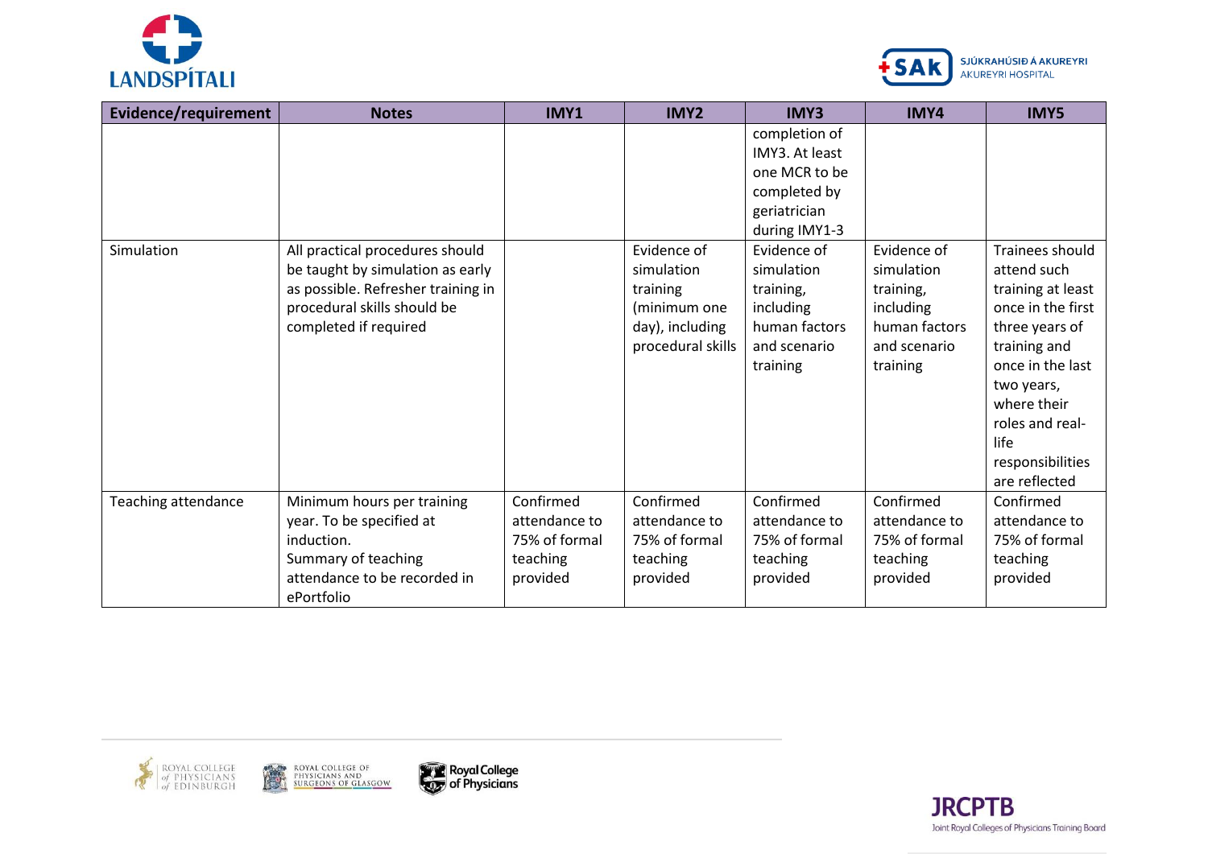| Evidence/requirement | Notes | IMY1 | IMY2 | IMY3 | IMY4 | IMY5 |
|---|---|---|---|---|---|---|
| | | | | completion of IMY3. At least one MCR to be completed by geriatrician during IMY1-3 | | |
| Simulation | All practical procedures should be taught by simulation as early as possible. Refresher training in procedural skills should be completed if required | | Evidence of simulation training (minimum one day), including procedural skills | Evidence of simulation training, including human factors and scenario training | Evidence of simulation training, including human factors and scenario training | Trainees should attend such training at least once in the first three years of training and once in the last two years, where their roles and real-life responsibilities are reflected |
| Teaching attendance | Minimum hours per training year. To be specified at induction. Summary of teaching attendance to be recorded in ePortfolio | Confirmed attendance to 75% of formal teaching provided | Confirmed attendance to 75% of formal teaching provided | Confirmed attendance to 75% of formal teaching provided | Confirmed attendance to 75% of formal teaching provided | Confirmed attendance to 75% of formal teaching provided |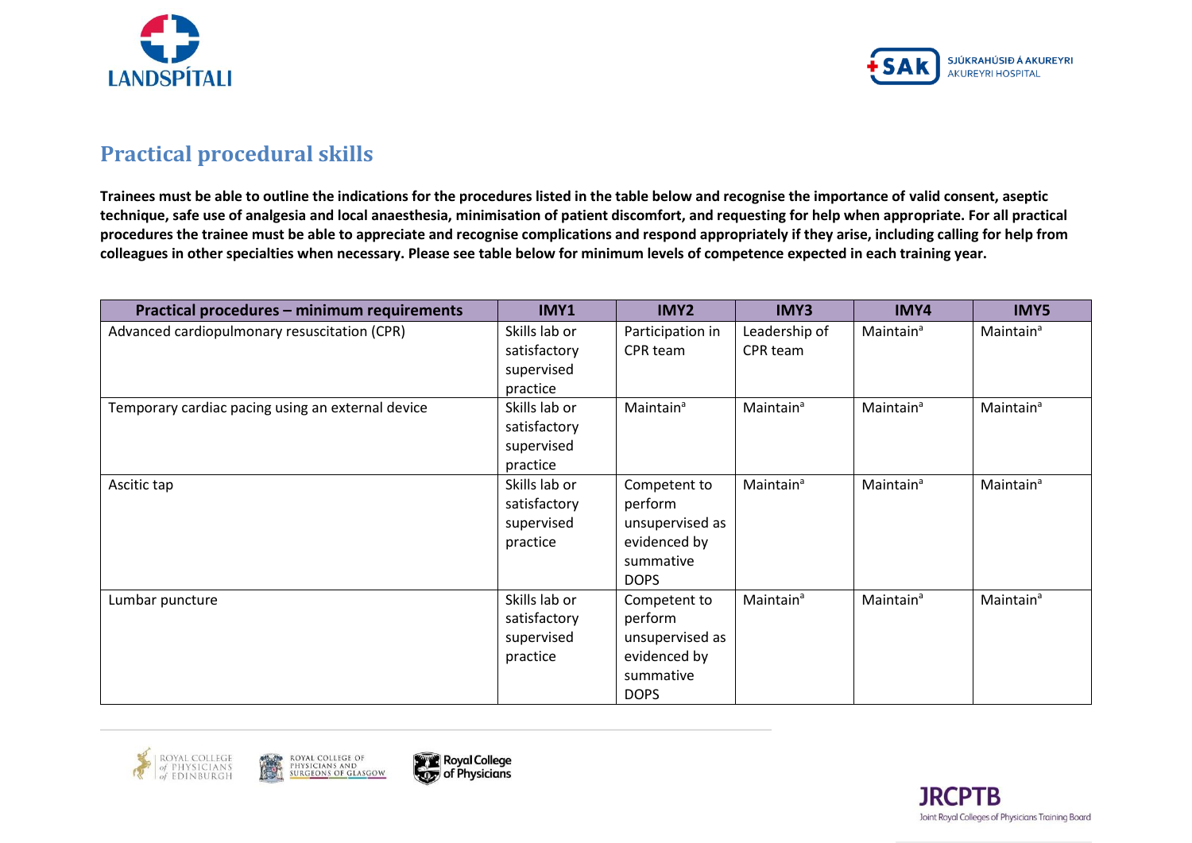## Practical procedural skills

**Trainees must be able to outline the indications for the procedures listed in the table below and recognise the importance of valid consent, aseptic technique, safe use of analgesia and local anaesthesia, minimisation of patient discomfort, and requesting for help when appropriate. For all practical procedures the trainee must be able to appreciate and recognise complications and respond appropriately if they arise, including calling for help from colleagues in other specialties when necessary. Please see table below for minimum levels of competence expected in each training year.**

| Practical procedures – minimum requirements | IMY1 | IMY2 | IMY3 | IMY4 | IMY5 |
|---|---|---|---|---|---|
| Advanced cardiopulmonary resuscitation (CPR) | Skills lab or satisfactory supervised practice | Participation in CPR team | Leadership of CPR team | Maintain[a] | Maintain[a] |
| Temporary cardiac pacing using an external device | Skills lab or satisfactory supervised practice | Maintain[a] | Maintain[a] | Maintain[a] | Maintain[a] |
| Ascitic tap | Skills lab or satisfactory supervised practice | Competent to perform unsupervised as evidenced by summative DOPS | Maintain[a] | Maintain[a] | Maintain[a] |
| Lumbar puncture | Skills lab or satisfactory supervised practice | Competent to perform unsupervised as evidenced by summative DOPS | Maintain[a] | Maintain[a] | Maintain[a] |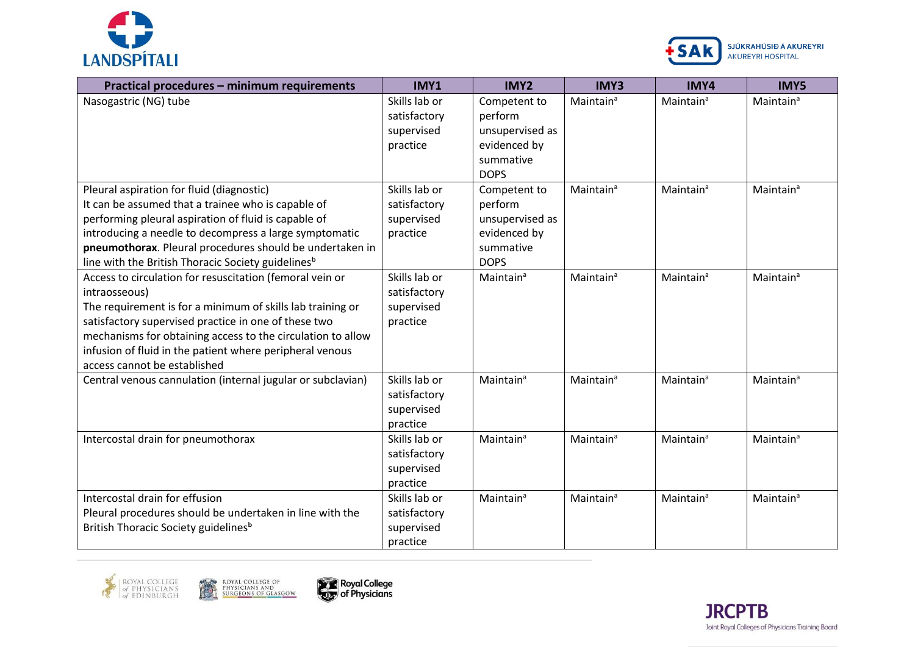| Practical procedures – minimum requirements | IMY1 | IMY2 | IMY3 | IMY4 | IMY5 |
|---|---|---|---|---|---|
| Nasogastric (NG) tube | Skills lab or satisfactory supervised practice | Competent to perform unsupervised as evidenced by summative DOPS | Maintain[a] | Maintain[a] | Maintain[a] |
| Pleural aspiration for fluid (diagnostic)<br>It can be assumed that a trainee who is capable of performing pleural aspiration of fluid is capable of introducing a needle to decompress a large symptomatic **pneumothorax**. Pleural procedures should be undertaken in line with the British Thoracic Society guidelines[b] | Skills lab or satisfactory supervised practice | Competent to perform unsupervised as evidenced by summative DOPS | Maintain[a] | Maintain[a] | Maintain[a] |
| Access to circulation for resuscitation (femoral vein or intraosseous)<br>The requirement is for a minimum of skills lab training or satisfactory supervised practice in one of these two mechanisms for obtaining access to the circulation to allow infusion of fluid in the patient where peripheral venous access cannot be established | Skills lab or satisfactory supervised practice | Maintain[a] | Maintain[a] | Maintain[a] | Maintain[a] |
| Central venous cannulation (internal jugular or subclavian) | Skills lab or satisfactory supervised practice | Maintain[a] | Maintain[a] | Maintain[a] | Maintain[a] |
| Intercostal drain for pneumothorax | Skills lab or satisfactory supervised practice | Maintain[a] | Maintain[a] | Maintain[a] | Maintain[a] |
| Intercostal drain for effusion<br>Pleural procedures should be undertaken in line with the British Thoracic Society guidelines[b] | Skills lab or satisfactory supervised practice | Maintain[a] | Maintain[a] | Maintain[a] | Maintain[a] |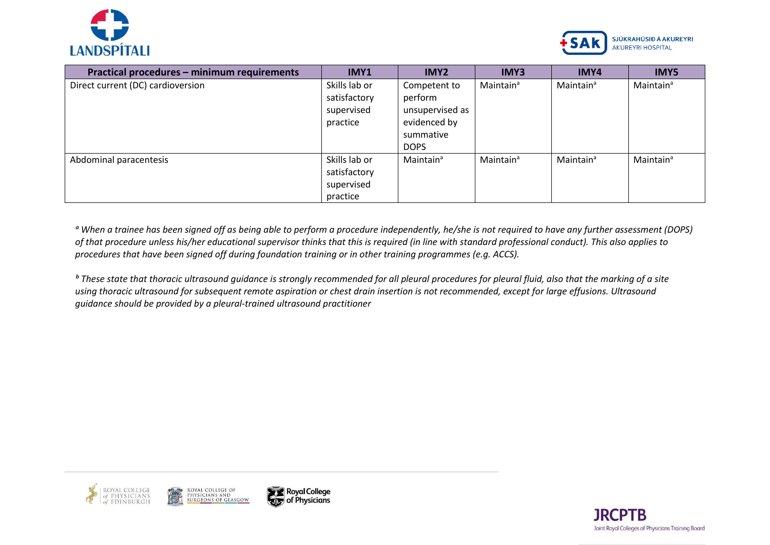| Practical procedures – minimum requirements | IMY1 | IMY2 | IMY3 | IMY4 | IMY5 |
|---|---|---|---|---|---|
| Direct current (DC) cardioversion | Skills lab or satisfactory supervised practice | Competent to perform unsupervised as evidenced by summative DOPS | Maintain[a] | Maintain[a] | Maintain[a] |
| Abdominal paracentesis | Skills lab or satisfactory supervised practice | Maintain[a] | Maintain[a] | Maintain[a] | Maintain[a] |

*[a] When a trainee has been signed off as being able to perform a procedure independently, he/she is not required to have any further assessment (DOPS) of that procedure unless his/her educational supervisor thinks that this is required (in line with standard professional conduct). This also applies to procedures that have been signed off during foundation training or in other training programmes (e.g. ACCS).*

*[b] These state that thoracic ultrasound guidance is strongly recommended for all pleural procedures for pleural fluid, also that the marking of a site using thoracic ultrasound for subsequent remote aspiration or chest drain insertion is not recommended, except for large effusions. Ultrasound guidance should be provided by a pleural-trained ultrasound practitioner*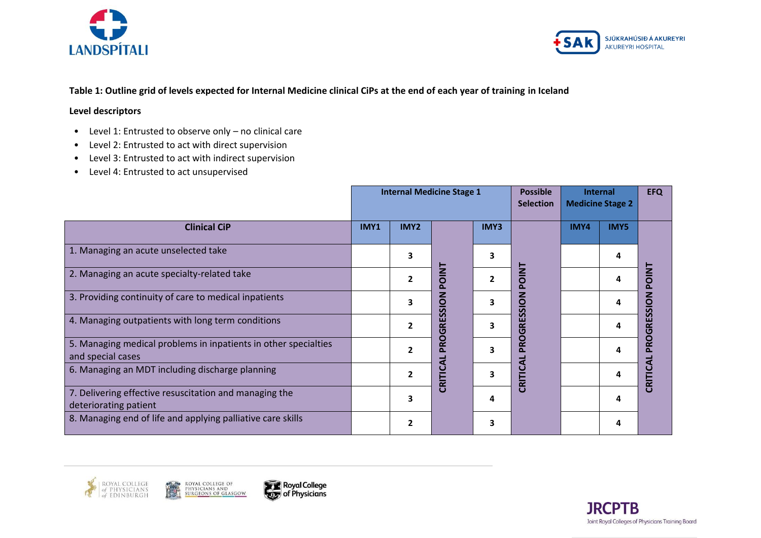**Table 1: Outline grid of levels expected for Internal Medicine clinical CiPs at the end of each year of training in Iceland**

**Level descriptors**

- Level 1: Entrusted to observe only – no clinical care
- Level 2: Entrusted to act with direct supervision
- Level 3: Entrusted to act with indirect supervision
- Level 4: Entrusted to act unsupervised

| | Internal Medicine Stage 1 | | | | Possible Selection | Internal Medicine Stage 2 | | EFQ |
|---|---|---|---|---|---|---|---|---|
| **Clinical CiP** | **IMY1** | **IMY2** | | **IMY3** | | **IMY4** | **IMY5** | |
| 1. Managing an acute unselected take | | 3 | CRITICAL PROGRESSION POINT | 3 | CRITICAL PROGRESSION POINT | | 4 | CRITICAL PROGRESSION POINT |
| 2. Managing an acute specialty-related take | | 2 | | 2 | | | 4 | |
| 3. Providing continuity of care to medical inpatients | | 3 | | 3 | | | 4 | |
| 4. Managing outpatients with long term conditions | | 2 | | 3 | | | 4 | |
| 5. Managing medical problems in inpatients in other specialties and special cases | | 2 | | 3 | | | 4 | |
| 6. Managing an MDT including discharge planning | | 2 | | 3 | | | 4 | |
| 7. Delivering effective resuscitation and managing the deteriorating patient | | 3 | | 4 | | | 4 | |
| 8. Managing end of life and applying palliative care skills | | 2 | | 3 | | | 4 | |